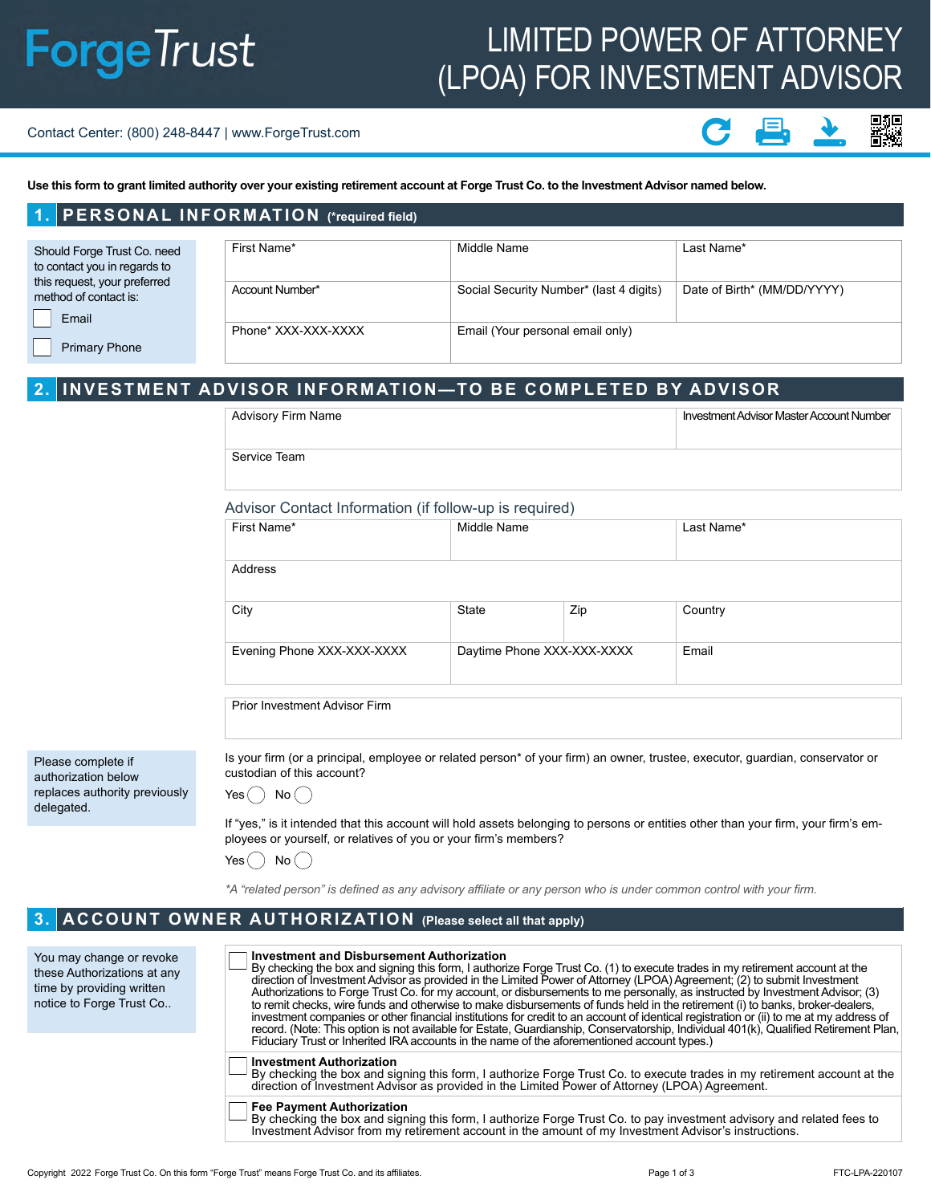# LIMITED POWER OF ATTORNEY (LPOA) FOR INVESTMENT ADVISOR

ForgeTrust

Contact Center: (800) 248-8447 | www.ForgeTrust.com

**Use this form to grant limited authority over your existing retirement account at Forge Trust Co. to the Investment Advisor named below.**

## 1. PERSONAL INFORMATION (*required field)

Should Forge Trust Co. need to contact you in regards to this request, your preferred method of contact is:

- ☐ Email
- ☐ Primary Phone

| First Name* | Middle Name | Last Name* |
|---|---|---|
| Account Number* | Social Security Number* (last 4 digits) | Date of Birth* (MM/DD/YYYY) |
| Phone* XXX-XXX-XXXX | Email (Your personal email only) | |

## 2. INVESTMENT ADVISOR INFORMATION—TO BE COMPLETED BY ADVISOR

| Advisory Firm Name | Investment Advisor Master Account Number |
|---|---|
| Service Team | |

### Advisor Contact Information (if follow-up is required)

| First Name* | Middle Name | | Last Name* |
|---|---|---|---|
| Address | | | |
| City | State | Zip | Country |
| Evening Phone XXX-XXX-XXXX | Daytime Phone XXX-XXX-XXXX | | Email |

| Prior Investment Advisor Firm |
|---|

Please complete if authorization below replaces authority previously delegated.

Is your firm (or a principal, employee or related person* of your firm) an owner, trustee, executor, guardian, conservator or custodian of this account?

Yes ◯ No ◯

If "yes," is it intended that this account will hold assets belonging to persons or entities other than your firm, your firm's employees or yourself, or relatives of you or your firm's members?

Yes ◯ No ◯

*\*A "related person" is defined as any advisory affiliate or any person who is under common control with your firm.*

## 3. ACCOUNT OWNER AUTHORIZATION (Please select all that apply)

You may change or revoke these Authorizations at any time by providing written notice to Forge Trust Co..

☐ **Investment and Disbursement Authorization**
By checking the box and signing this form, I authorize Forge Trust Co. (1) to execute trades in my retirement account at the direction of Investment Advisor as provided in the Limited Power of Attorney (LPOA) Agreement; (2) to submit Investment Authorizations to Forge Trust Co. for my account, or disbursements to me personally, as instructed by Investment Advisor; (3) to remit checks, wire funds and otherwise to make disbursements of funds held in the retirement (i) to banks, broker-dealers, investment companies or other financial institutions for credit to an account of identical registration or (ii) to me at my address of record. (Note: This option is not available for Estate, Guardianship, Conservatorship, Individual 401(k), Qualified Retirement Plan, Fiduciary Trust or Inherited IRA accounts in the name of the aforementioned account types.)

☐ **Investment Authorization**
By checking the box and signing this form, I authorize Forge Trust Co. to execute trades in my retirement account at the direction of Investment Advisor as provided in the Limited Power of Attorney (LPOA) Agreement.

☐ **Fee Payment Authorization**
By checking the box and signing this form, I authorize Forge Trust Co. to pay investment advisory and related fees to Investment Advisor from my retirement account in the amount of my Investment Advisor's instructions.

Copyright 2022 Forge Trust Co. On this form "Forge Trust" means Forge Trust Co. and its affiliates.

FTC-LPA-220107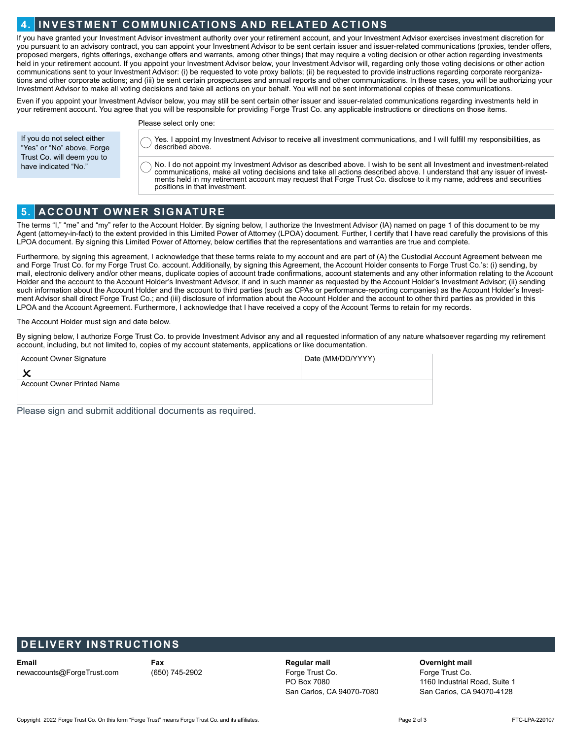## 4. INVESTMENT COMMUNICATIONS AND RELATED ACTIONS

If you have granted your Investment Advisor investment authority over your retirement account, and your Investment Advisor exercises investment discretion for you pursuant to an advisory contract, you can appoint your Investment Advisor to be sent certain issuer and issuer-related communications (proxies, tender offers, proposed mergers, rights offerings, exchange offers and warrants, among other things) that may require a voting decision or other action regarding investments held in your retirement account. If you appoint your Investment Advisor below, your Investment Advisor will, regarding only those voting decisions or other action communications sent to your Investment Advisor: (i) be requested to vote proxy ballots; (ii) be requested to provide instructions regarding corporate reorganizations and other corporate actions; and (iii) be sent certain prospectuses and annual reports and other communications. In these cases, you will be authorizing your Investment Advisor to make all voting decisions and take all actions on your behalf. You will not be sent informational copies of these communications.

Even if you appoint your Investment Advisor below, you may still be sent certain other issuer and issuer-related communications regarding investments held in your retirement account. You agree that you will be responsible for providing Forge Trust Co. any applicable instructions or directions on those items.

Please select only one:

If you do not select either "Yes" or "No" above, Forge Trust Co. will deem you to have indicated "No."

- ◯ Yes. I appoint my Investment Advisor to receive all investment communications, and I will fulfill my responsibilities, as described above.
- ◯ No. I do not appoint my Investment Advisor as described above. I wish to be sent all Investment and investment-related communications, make all voting decisions and take all actions described above. I understand that any issuer of investments held in my retirement account may request that Forge Trust Co. disclose to it my name, address and securities positions in that investment.

## 5. ACCOUNT OWNER SIGNATURE

The terms "I," "me" and "my" refer to the Account Holder. By signing below, I authorize the Investment Advisor (IA) named on page 1 of this document to be my Agent (attorney-in-fact) to the extent provided in this Limited Power of Attorney (LPOA) document. Further, I certify that I have read carefully the provisions of this LPOA document. By signing this Limited Power of Attorney, below certifies that the representations and warranties are true and complete.

Furthermore, by signing this agreement, I acknowledge that these terms relate to my account and are part of (A) the Custodial Account Agreement between me and Forge Trust Co. for my Forge Trust Co. account. Additionally, by signing this Agreement, the Account Holder consents to Forge Trust Co.'s: (i) sending, by mail, electronic delivery and/or other means, duplicate copies of account trade confirmations, account statements and any other information relating to the Account Holder and the account to the Account Holder's Investment Advisor, if and in such manner as requested by the Account Holder's Investment Advisor; (ii) sending such information about the Account Holder and the account to third parties (such as CPAs or performance-reporting companies) as the Account Holder's Investment Advisor shall direct Forge Trust Co.; and (iii) disclosure of information about the Account Holder and the account to other third parties as provided in this LPOA and the Account Agreement. Furthermore, I acknowledge that I have received a copy of the Account Terms to retain for my records.

The Account Holder must sign and date below.

By signing below, I authorize Forge Trust Co. to provide Investment Advisor any and all requested information of any nature whatsoever regarding my retirement account, including, but not limited to, copies of my account statements, applications or like documentation.

| Account Owner Signature | Date (MM/DD/YYYY) |
|---|---|
| ✗ | |
| Account Owner Printed Name | |
| | |

Please sign and submit additional documents as required.

## DELIVERY INSTRUCTIONS

**Email**
newaccounts@ForgeTrust.com

**Fax**
(650) 745-2902

**Regular mail**
Forge Trust Co.
PO Box 7080
San Carlos, CA 94070-7080

**Overnight mail**
Forge Trust Co.
1160 Industrial Road, Suite 1
San Carlos, CA 94070-4128

Copyright 2022 Forge Trust Co. On this form "Forge Trust" means Forge Trust Co. and its affiliates.

FTC-LPA-220107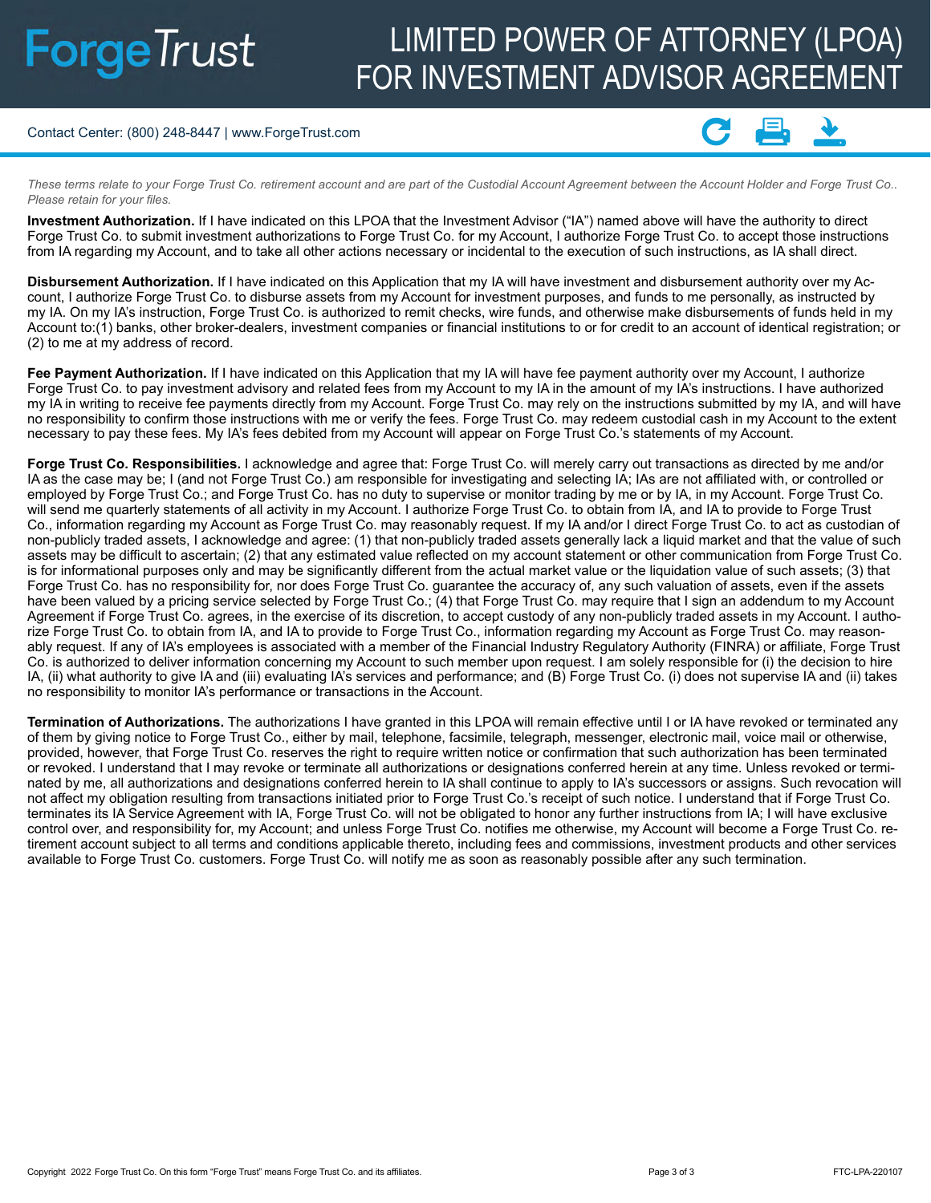# LIMITED POWER OF ATTORNEY (LPOA) FOR INVESTMENT ADVISOR AGREEMENT

Contact Center: (800) 248-8447 | www.ForgeTrust.com

*These terms relate to your Forge Trust Co. retirement account and are part of the Custodial Account Agreement between the Account Holder and Forge Trust Co.. Please retain for your files.*

**Investment Authorization.** If I have indicated on this LPOA that the Investment Advisor ("IA") named above will have the authority to direct Forge Trust Co. to submit investment authorizations to Forge Trust Co. for my Account, I authorize Forge Trust Co. to accept those instructions from IA regarding my Account, and to take all other actions necessary or incidental to the execution of such instructions, as IA shall direct.

**Disbursement Authorization.** If I have indicated on this Application that my IA will have investment and disbursement authority over my Account, I authorize Forge Trust Co. to disburse assets from my Account for investment purposes, and funds to me personally, as instructed by my IA. On my IA's instruction, Forge Trust Co. is authorized to remit checks, wire funds, and otherwise make disbursements of funds held in my Account to:(1) banks, other broker-dealers, investment companies or financial institutions to or for credit to an account of identical registration; or (2) to me at my address of record.

**Fee Payment Authorization.** If I have indicated on this Application that my IA will have fee payment authority over my Account, I authorize Forge Trust Co. to pay investment advisory and related fees from my Account to my IA in the amount of my IA's instructions. I have authorized my IA in writing to receive fee payments directly from my Account. Forge Trust Co. may rely on the instructions submitted by my IA, and will have no responsibility to confirm those instructions with me or verify the fees. Forge Trust Co. may redeem custodial cash in my Account to the extent necessary to pay these fees. My IA's fees debited from my Account will appear on Forge Trust Co.'s statements of my Account.

**Forge Trust Co. Responsibilities.** I acknowledge and agree that: Forge Trust Co. will merely carry out transactions as directed by me and/or IA as the case may be; I (and not Forge Trust Co.) am responsible for investigating and selecting IA; IAs are not affiliated with, or controlled or employed by Forge Trust Co.; and Forge Trust Co. has no duty to supervise or monitor trading by me or by IA, in my Account. Forge Trust Co. will send me quarterly statements of all activity in my Account. I authorize Forge Trust Co. to obtain from IA, and IA to provide to Forge Trust Co., information regarding my Account as Forge Trust Co. may reasonably request. If my IA and/or I direct Forge Trust Co. to act as custodian of non-publicly traded assets, I acknowledge and agree: (1) that non-publicly traded assets generally lack a liquid market and that the value of such assets may be difficult to ascertain; (2) that any estimated value reflected on my account statement or other communication from Forge Trust Co. is for informational purposes only and may be significantly different from the actual market value or the liquidation value of such assets; (3) that Forge Trust Co. has no responsibility for, nor does Forge Trust Co. guarantee the accuracy of, any such valuation of assets, even if the assets have been valued by a pricing service selected by Forge Trust Co.; (4) that Forge Trust Co. may require that I sign an addendum to my Account Agreement if Forge Trust Co. agrees, in the exercise of its discretion, to accept custody of any non-publicly traded assets in my Account. I authorize Forge Trust Co. to obtain from IA, and IA to provide to Forge Trust Co., information regarding my Account as Forge Trust Co. may reasonably request. If any of IA's employees is associated with a member of the Financial Industry Regulatory Authority (FINRA) or affiliate, Forge Trust Co. is authorized to deliver information concerning my Account to such member upon request. I am solely responsible for (i) the decision to hire IA, (ii) what authority to give IA and (iii) evaluating IA's services and performance; and (B) Forge Trust Co. (i) does not supervise IA and (ii) takes no responsibility to monitor IA's performance or transactions in the Account.

**Termination of Authorizations.** The authorizations I have granted in this LPOA will remain effective until I or IA have revoked or terminated any of them by giving notice to Forge Trust Co., either by mail, telephone, facsimile, telegraph, messenger, electronic mail, voice mail or otherwise, provided, however, that Forge Trust Co. reserves the right to require written notice or confirmation that such authorization has been terminated or revoked. I understand that I may revoke or terminate all authorizations or designations conferred herein at any time. Unless revoked or terminated by me, all authorizations and designations conferred herein to IA shall continue to apply to IA's successors or assigns. Such revocation will not affect my obligation resulting from transactions initiated prior to Forge Trust Co.'s receipt of such notice. I understand that if Forge Trust Co. terminates its IA Service Agreement with IA, Forge Trust Co. will not be obligated to honor any further instructions from IA; I will have exclusive control over, and responsibility for, my Account; and unless Forge Trust Co. notifies me otherwise, my Account will become a Forge Trust Co. retirement account subject to all terms and conditions applicable thereto, including fees and commissions, investment products and other services available to Forge Trust Co. customers. Forge Trust Co. will notify me as soon as reasonably possible after any such termination.

Copyright 2022 Forge Trust Co. On this form "Forge Trust" means Forge Trust Co. and its affiliates.

FTC-LPA-220107